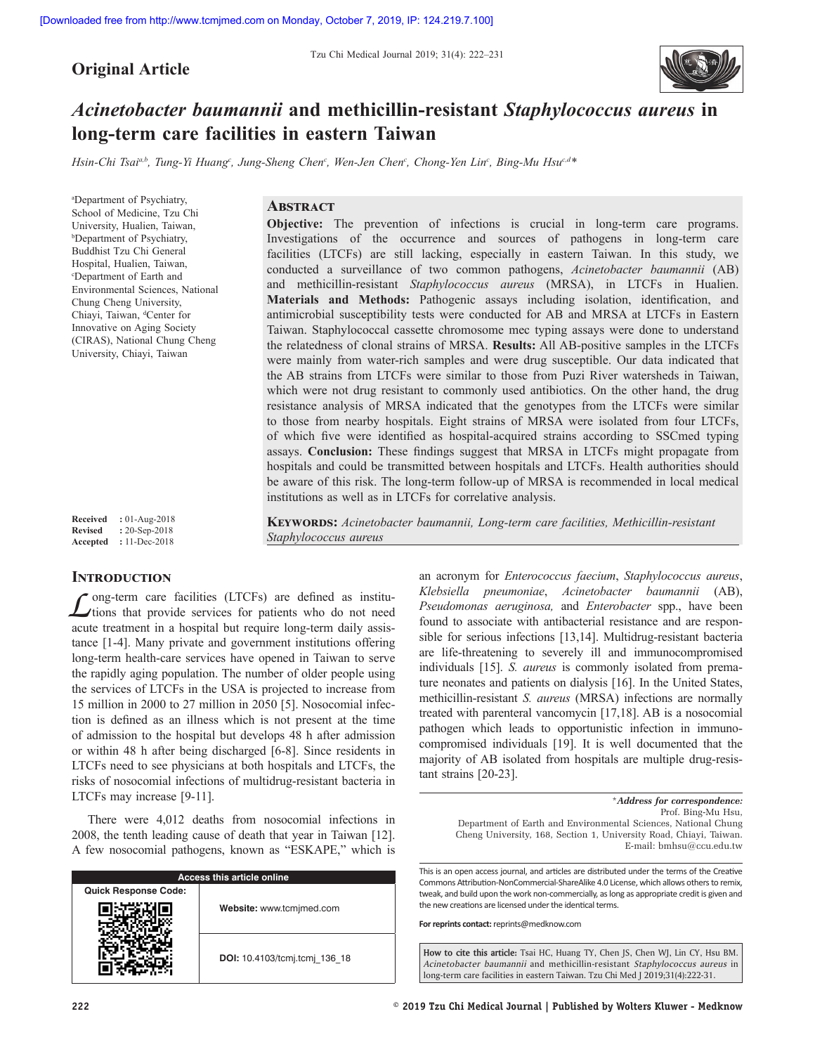[Downloaded free from http://www.tcmjmed.com on Monday, October 7, 2019, IP: 124.219.7.100]

**Original Article**

# *Acinetobacter baumannii* and methicillin-resistant *Staphylococcus aureus* in long-term care facilities in eastern Taiwan

*Hsin-Chi Tsai[a,b], Tung-Yi Huang[c], Jung-Sheng Chen[c], Wen-Jen Chen[c], Chong-Yen Lin[c], Bing-Mu Hsu[c,d]**

[a]Department of Psychiatry, School of Medicine, Tzu Chi University, Hualien, Taiwan, [b]Department of Psychiatry, Buddhist Tzu Chi General Hospital, Hualien, Taiwan, [c]Department of Earth and Environmental Sciences, National Chung Cheng University, Chiayi, Taiwan, [d]Center for Innovative on Aging Society (CIRAS), National Chung Cheng University, Chiayi, Taiwan

## Abstract

**Objective:** The prevention of infections is crucial in long-term care programs. Investigations of the occurrence and sources of pathogens in long-term care facilities (LTCFs) are still lacking, especially in eastern Taiwan. In this study, we conducted a surveillance of two common pathogens, *Acinetobacter baumannii* (AB) and methicillin-resistant *Staphylococcus aureus* (MRSA), in LTCFs in Hualien. **Materials and Methods:** Pathogenic assays including isolation, identification, and antimicrobial susceptibility tests were conducted for AB and MRSA at LTCFs in Eastern Taiwan. Staphylococcal cassette chromosome mec typing assays were done to understand the relatedness of clonal strains of MRSA. **Results:** All AB-positive samples in the LTCFs were mainly from water-rich samples and were drug susceptible. Our data indicated that the AB strains from LTCFs were similar to those from Puzi River watersheds in Taiwan, which were not drug resistant to commonly used antibiotics. On the other hand, the drug resistance analysis of MRSA indicated that the genotypes from the LTCFs were similar to those from nearby hospitals. Eight strains of MRSA were isolated from four LTCFs, of which five were identified as hospital-acquired strains according to SSCmed typing assays. **Conclusion:** These findings suggest that MRSA in LTCFs might propagate from hospitals and could be transmitted between hospitals and LTCFs. Health authorities should be aware of this risk. The long-term follow-up of MRSA is recommended in local medical institutions as well as in LTCFs for correlative analysis.

**Keywords:** *Acinetobacter baumannii, Long-term care facilities, Methicillin-resistant Staphylococcus aureus*

**Received** : 01-Aug-2018
**Revised** : 20-Sep-2018
**Accepted** : 11-Dec-2018

## Introduction

Long-term care facilities (LTCFs) are defined as institutions that provide services for patients who do not need acute treatment in a hospital but require long-term daily assistance [1-4]. Many private and government institutions offering long-term health-care services have opened in Taiwan to serve the rapidly aging population. The number of older people using the services of LTCFs in the USA is projected to increase from 15 million in 2000 to 27 million in 2050 [5]. Nosocomial infection is defined as an illness which is not present at the time of admission to the hospital but develops 48 h after admission or within 48 h after being discharged [6-8]. Since residents in LTCFs need to see physicians at both hospitals and LTCFs, the risks of nosocomial infections of multidrug-resistant bacteria in LTCFs may increase [9-11].

There were 4,012 deaths from nosocomial infections in 2008, the tenth leading cause of death that year in Taiwan [12]. A few nosocomial pathogens, known as "ESKAPE," which is an acronym for *Enterococcus faecium*, *Staphylococcus aureus*, *Klebsiella pneumoniae*, *Acinetobacter baumannii* (AB), *Pseudomonas aeruginosa,* and *Enterobacter* spp., have been found to associate with antibacterial resistance and are responsible for serious infections [13,14]. Multidrug-resistant bacteria are life-threatening to severely ill and immunocompromised individuals [15]. *S. aureus* is commonly isolated from premature neonates and patients on dialysis [16]. In the United States, methicillin-resistant *S. aureus* (MRSA) infections are normally treated with parenteral vancomycin [17,18]. AB is a nosocomial pathogen which leads to opportunistic infection in immunocompromised individuals [19]. It is well documented that the majority of AB isolated from hospitals are multiple drug-resistant strains [20-23].

| Access this article online | |
|---|---|
| Quick Response Code: | **Website:** www.tcmjmed.com |
| | **DOI:** 10.4103/tcmj.tcmj_136_18 |

**\*Address for correspondence:**
Prof. Bing-Mu Hsu,
Department of Earth and Environmental Sciences, National Chung Cheng University, 168, Section 1, University Road, Chiayi, Taiwan.
E-mail: bmhsu@ccu.edu.tw

This is an open access journal, and articles are distributed under the terms of the Creative Commons Attribution-NonCommercial-ShareAlike 4.0 License, which allows others to remix, tweak, and build upon the work non-commercially, as long as appropriate credit is given and the new creations are licensed under the identical terms.

**For reprints contact:** reprints@medknow.com

**How to cite this article:** Tsai HC, Huang TY, Chen JS, Chen WJ, Lin CY, Hsu BM. *Acinetobacter baumannii* and methicillin-resistant *Staphylococcus aureus* in long-term care facilities in eastern Taiwan. Tzu Chi Med J 2019;31(4):222-31.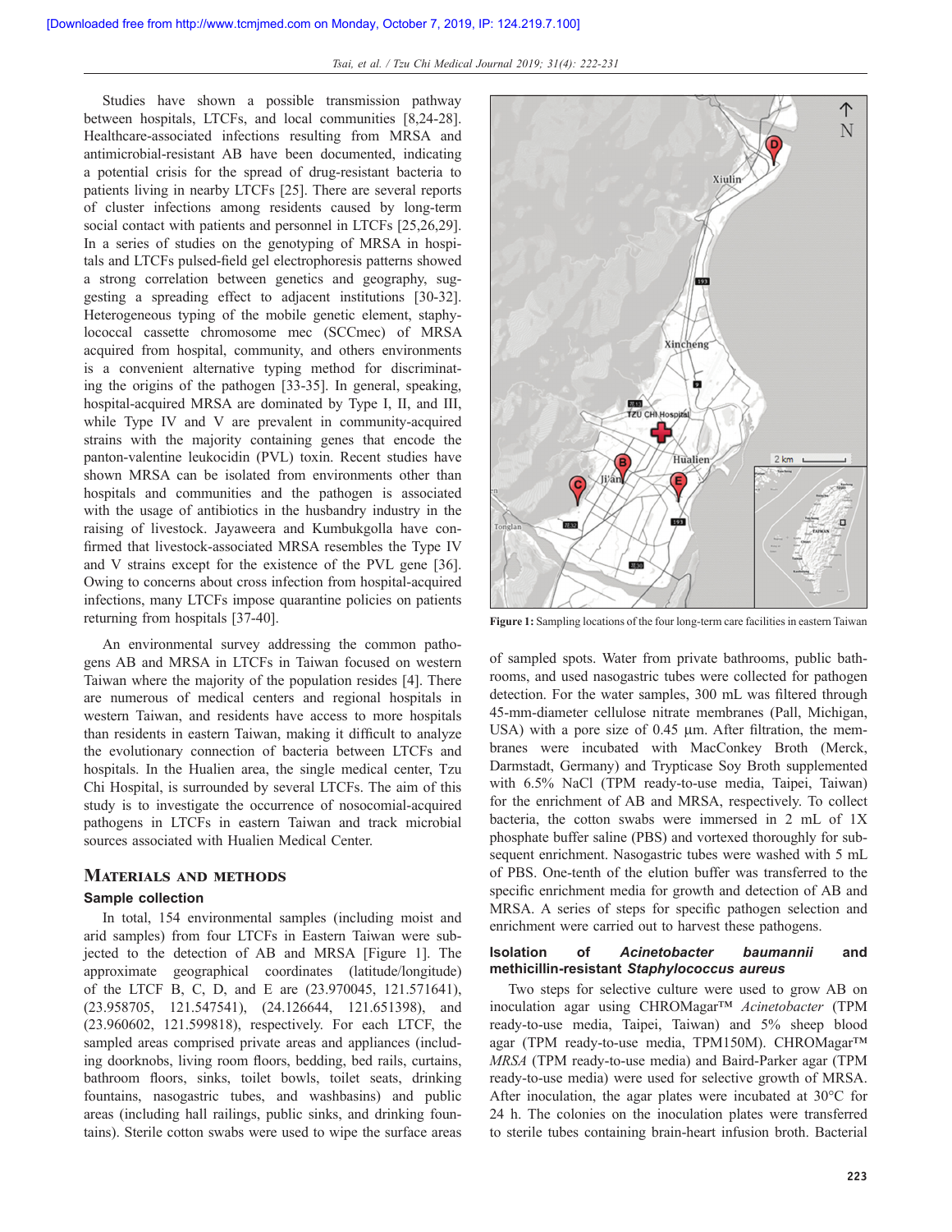Studies have shown a possible transmission pathway between hospitals, LTCFs, and local communities [8,24-28]. Healthcare-associated infections resulting from MRSA and antimicrobial-resistant AB have been documented, indicating a potential crisis for the spread of drug-resistant bacteria to patients living in nearby LTCFs [25]. There are several reports of cluster infections among residents caused by long-term social contact with patients and personnel in LTCFs [25,26,29]. In a series of studies on the genotyping of MRSA in hospitals and LTCFs pulsed-field gel electrophoresis patterns showed a strong correlation between genetics and geography, suggesting a spreading effect to adjacent institutions [30-32]. Heterogeneous typing of the mobile genetic element, staphylococcal cassette chromosome mec (SCCmec) of MRSA acquired from hospital, community, and others environments is a convenient alternative typing method for discriminating the origins of the pathogen [33-35]. In general, speaking, hospital-acquired MRSA are dominated by Type I, II, and III, while Type IV and V are prevalent in community-acquired strains with the majority containing genes that encode the panton-valentine leukocidin (PVL) toxin. Recent studies have shown MRSA can be isolated from environments other than hospitals and communities and the pathogen is associated with the usage of antibiotics in the husbandry industry in the raising of livestock. Jayaweera and Kumbukgolla have confirmed that livestock-associated MRSA resembles the Type IV and V strains except for the existence of the PVL gene [36]. Owing to concerns about cross infection from hospital-acquired infections, many LTCFs impose quarantine policies on patients returning from hospitals [37-40].

An environmental survey addressing the common pathogens AB and MRSA in LTCFs in Taiwan focused on western Taiwan where the majority of the population resides [4]. There are numerous of medical centers and regional hospitals in western Taiwan, and residents have access to more hospitals than residents in eastern Taiwan, making it difficult to analyze the evolutionary connection of bacteria between LTCFs and hospitals. In the Hualien area, the single medical center, Tzu Chi Hospital, is surrounded by several LTCFs. The aim of this study is to investigate the occurrence of nosocomial-acquired pathogens in LTCFs in eastern Taiwan and track microbial sources associated with Hualien Medical Center.

## Materials and methods

### Sample collection

In total, 154 environmental samples (including moist and arid samples) from four LTCFs in Eastern Taiwan were subjected to the detection of AB and MRSA [Figure 1]. The approximate geographical coordinates (latitude/longitude) of the LTCF B, C, D, and E are (23.970045, 121.571641), (23.958705, 121.547541), (24.126644, 121.651398), and (23.960602, 121.599818), respectively. For each LTCF, the sampled areas comprised private areas and appliances (including doorknobs, living room floors, bedding, bed rails, curtains, bathroom floors, sinks, toilet bowls, toilet seats, drinking fountains, nasogastric tubes, and washbasins) and public areas (including hall railings, public sinks, and drinking fountains). Sterile cotton swabs were used to wipe the surface areas of sampled spots. Water from private bathrooms, public bathrooms, and used nasogastric tubes were collected for pathogen detection. For the water samples, 300 mL was filtered through 45-mm-diameter cellulose nitrate membranes (Pall, Michigan, USA) with a pore size of 0.45 μm. After filtration, the membranes were incubated with MacConkey Broth (Merck, Darmstadt, Germany) and Trypticase Soy Broth supplemented with 6.5% NaCl (TPM ready-to-use media, Taipei, Taiwan) for the enrichment of AB and MRSA, respectively. To collect bacteria, the cotton swabs were immersed in 2 mL of 1X phosphate buffer saline (PBS) and vortexed thoroughly for subsequent enrichment. Nasogastric tubes were washed with 5 mL of PBS. One-tenth of the elution buffer was transferred to the specific enrichment media for growth and detection of AB and MRSA. A series of steps for specific pathogen selection and enrichment were carried out to harvest these pathogens.

Figure 1: Sampling locations of the four long-term care facilities in eastern Taiwan

### Isolation of *Acinetobacter baumannii* and methicillin-resistant *Staphylococcus aureus*

Two steps for selective culture were used to grow AB on inoculation agar using CHROMagar™ *Acinetobacter* (TPM ready-to-use media, Taipei, Taiwan) and 5% sheep blood agar (TPM ready-to-use media, TPM150M). CHROMagar™ *MRSA* (TPM ready-to-use media) and Baird-Parker agar (TPM ready-to-use media) were used for selective growth of MRSA. After inoculation, the agar plates were incubated at 30°C for 24 h. The colonies on the inoculation plates were transferred to sterile tubes containing brain-heart infusion broth. Bacterial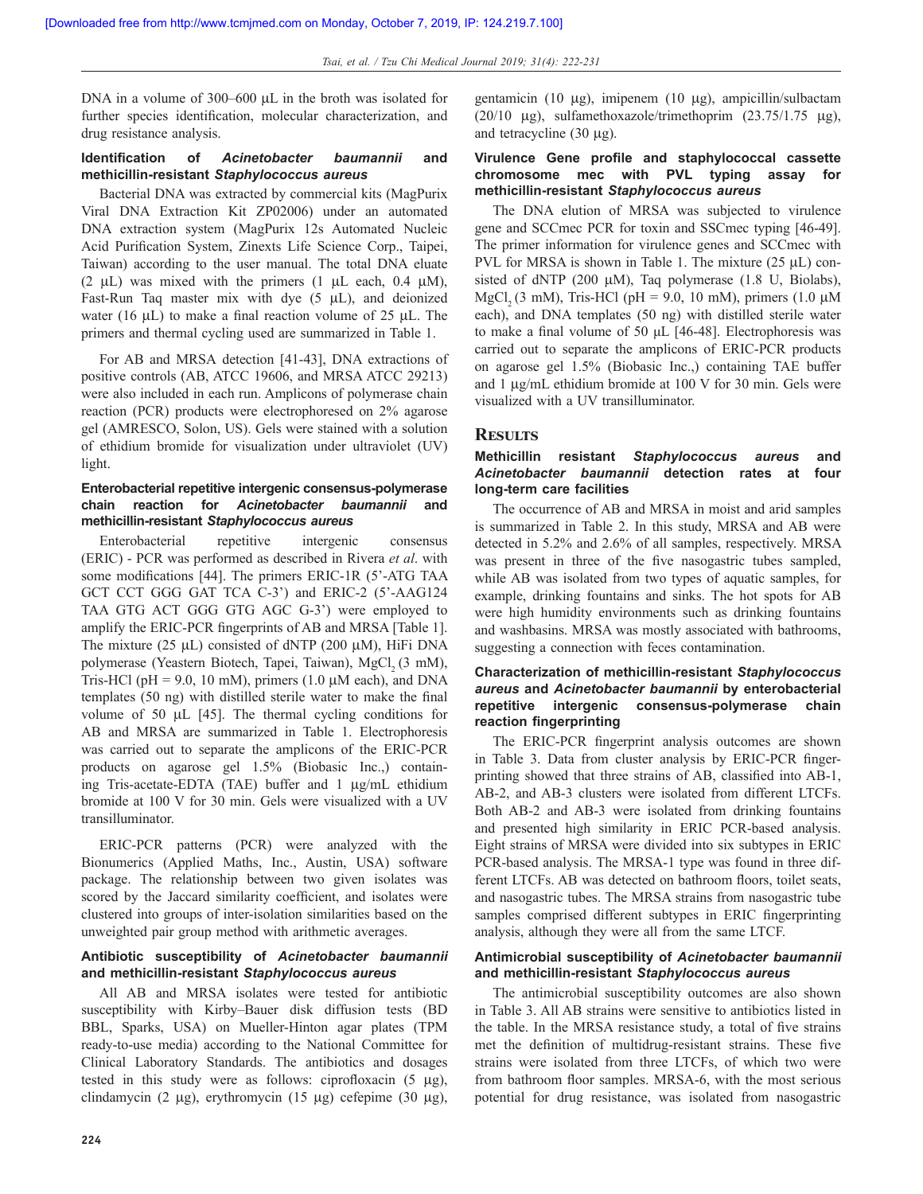DNA in a volume of 300–600 μL in the broth was isolated for further species identification, molecular characterization, and drug resistance analysis.

### Identification of *Acinetobacter baumannii* and methicillin-resistant *Staphylococcus aureus*

Bacterial DNA was extracted by commercial kits (MagPurix Viral DNA Extraction Kit ZP02006) under an automated DNA extraction system (MagPurix 12s Automated Nucleic Acid Purification System, Zinexts Life Science Corp., Taipei, Taiwan) according to the user manual. The total DNA eluate (2 μL) was mixed with the primers (1 μL each, 0.4 μM), Fast-Run Taq master mix with dye (5 μL), and deionized water (16 μL) to make a final reaction volume of 25 μL. The primers and thermal cycling used are summarized in Table 1.

For AB and MRSA detection [41-43], DNA extractions of positive controls (AB, ATCC 19606, and MRSA ATCC 29213) were also included in each run. Amplicons of polymerase chain reaction (PCR) products were electrophoresed on 2% agarose gel (AMRESCO, Solon, US). Gels were stained with a solution of ethidium bromide for visualization under ultraviolet (UV) light.

### Enterobacterial repetitive intergenic consensus-polymerase chain reaction for *Acinetobacter baumannii* and methicillin-resistant *Staphylococcus aureus*

Enterobacterial repetitive intergenic consensus (ERIC) - PCR was performed as described in Rivera *et al*. with some modifications [44]. The primers ERIC-1R (5'-ATG TAA GCT CCT GGG GAT TCA C-3') and ERIC-2 (5'-AAG124 TAA GTG ACT GGG GTG AGC G-3') were employed to amplify the ERIC-PCR fingerprints of AB and MRSA [Table 1]. The mixture (25 μL) consisted of dNTP (200 μM), HiFi DNA polymerase (Yeastern Biotech, Tapei, Taiwan), $MgCl_2$ (3 mM), Tris-HCl (pH = 9.0, 10 mM), primers (1.0 μM each), and DNA templates (50 ng) with distilled sterile water to make the final volume of 50 μL [45]. The thermal cycling conditions for AB and MRSA are summarized in Table 1. Electrophoresis was carried out to separate the amplicons of the ERIC-PCR products on agarose gel 1.5% (Biobasic Inc.,) containing Tris-acetate-EDTA (TAE) buffer and 1 μg/mL ethidium bromide at 100 V for 30 min. Gels were visualized with a UV transilluminator.

ERIC-PCR patterns (PCR) were analyzed with the Bionumerics (Applied Maths, Inc., Austin, USA) software package. The relationship between two given isolates was scored by the Jaccard similarity coefficient, and isolates were clustered into groups of inter-isolation similarities based on the unweighted pair group method with arithmetic averages.

### Antibiotic susceptibility of *Acinetobacter baumannii* and methicillin-resistant *Staphylococcus aureus*

All AB and MRSA isolates were tested for antibiotic susceptibility with Kirby–Bauer disk diffusion tests (BD BBL, Sparks, USA) on Mueller-Hinton agar plates (TPM ready-to-use media) according to the National Committee for Clinical Laboratory Standards. The antibiotics and dosages tested in this study were as follows: ciprofloxacin (5 μg), clindamycin (2 μg), erythromycin (15 μg) cefepime (30 μg), gentamicin (10 μg), imipenem (10 μg), ampicillin/sulbactam (20/10 μg), sulfamethoxazole/trimethoprim (23.75/1.75 μg), and tetracycline (30 μg).

### Virulence Gene profile and staphylococcal cassette chromosome mec with PVL typing assay for methicillin-resistant *Staphylococcus aureus*

The DNA elution of MRSA was subjected to virulence gene and SCCmec PCR for toxin and SSCmec typing [46-49]. The primer information for virulence genes and SCCmec with PVL for MRSA is shown in Table 1. The mixture (25 μL) consisted of dNTP (200 μM), Taq polymerase (1.8 U, Biolabs), $MgCl_2$ (3 mM), Tris-HCl (pH = 9.0, 10 mM), primers (1.0 μM each), and DNA templates (50 ng) with distilled sterile water to make a final volume of 50 μL [46-48]. Electrophoresis was carried out to separate the amplicons of ERIC-PCR products on agarose gel 1.5% (Biobasic Inc.,) containing TAE buffer and 1 μg/mL ethidium bromide at 100 V for 30 min. Gels were visualized with a UV transilluminator.

## Results

### Methicillin resistant *Staphylococcus aureus* and *Acinetobacter baumannii* detection rates at four long-term care facilities

The occurrence of AB and MRSA in moist and arid samples is summarized in Table 2. In this study, MRSA and AB were detected in 5.2% and 2.6% of all samples, respectively. MRSA was present in three of the five nasogastric tubes sampled, while AB was isolated from two types of aquatic samples, for example, drinking fountains and sinks. The hot spots for AB were high humidity environments such as drinking fountains and washbasins. MRSA was mostly associated with bathrooms, suggesting a connection with feces contamination.

### Characterization of methicillin-resistant *Staphylococcus aureus* and *Acinetobacter baumannii* by enterobacterial repetitive intergenic consensus-polymerase chain reaction fingerprinting

The ERIC-PCR fingerprint analysis outcomes are shown in Table 3. Data from cluster analysis by ERIC-PCR fingerprinting showed that three strains of AB, classified into AB-1, AB-2, and AB-3 clusters were isolated from different LTCFs. Both AB-2 and AB-3 were isolated from drinking fountains and presented high similarity in ERIC PCR-based analysis. Eight strains of MRSA were divided into six subtypes in ERIC PCR-based analysis. The MRSA-1 type was found in three different LTCFs. AB was detected on bathroom floors, toilet seats, and nasogastric tubes. The MRSA strains from nasogastric tube samples comprised different subtypes in ERIC fingerprinting analysis, although they were all from the same LTCF.

### Antimicrobial susceptibility of *Acinetobacter baumannii* and methicillin-resistant *Staphylococcus aureus*

The antimicrobial susceptibility outcomes are also shown in Table 3. All AB strains were sensitive to antibiotics listed in the table. In the MRSA resistance study, a total of five strains met the definition of multidrug-resistant strains. These five strains were isolated from three LTCFs, of which two were from bathroom floor samples. MRSA-6, with the most serious potential for drug resistance, was isolated from nasogastric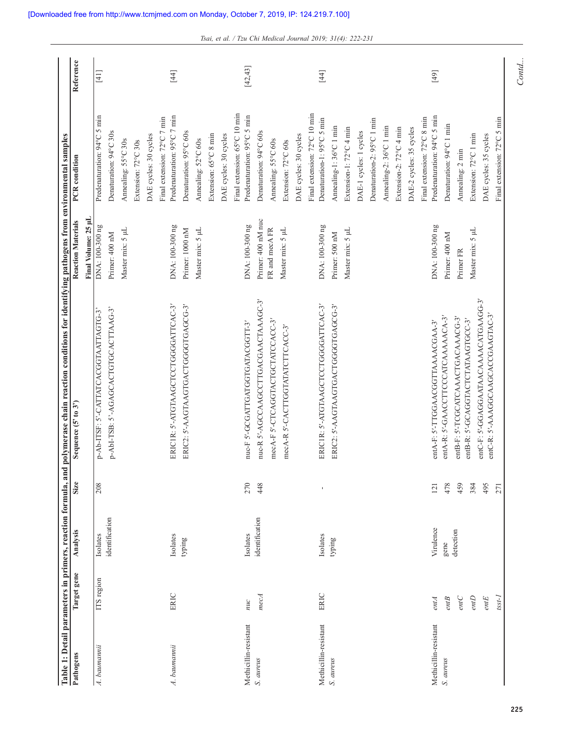**Table 1: Detail parameters in primers, reaction formula, and polymerase chain reaction conditions for identifying pathogens from environmental samples**

| Pathogens | Target gene | Analysis | Size | Sequence (5' to 3') | Reaction Materials Final Volume: 25 μL | PCR condition | Reference |
|---|---|---|---|---|---|---|---|
| *A. baumannii* | ITS region | Isolates identification | 208 | p-Ab-ITSF: 5'-CATTATCACGGTAATTAGTG-3' | DNA: 100-300 ng | Predenaturation: 94°C 5 min | [41] |
| | | | | p-AbI-TSB: 5'-AGAGCACTGTGCACTTAAG-3' | Primer: 400 nM | Denaturation: 94°C 30s | |
| | | | | | Master mix: 5 μL | Annealing: 55°C 30s | |
| | | | | | | Extension: 72°C 30s | |
| | | | | | | DAE cycles: 30 cycles | |
| | | | | | | Final extension: 72°C 7 min | |
| *A. baumannii* | ERIC | Isolates typing | | ERIC1R: 5'-ATGTAAGCTCCTGGGGATTCAC-3' | DNA: 100-300 ng | Predenaturation: 95°C 7 min | [44] |
| | | | | ERIC2: 5'-AAGTAAGTGACTGGGGTGAGCG-3' | Primer: 1000 nM | Denaturation: 95°C 60s | |
| | | | | | Master mix: 5 μL | Annealing: 52°C 60s | |
| | | | | | | Extension: 65°C 8 min | |
| | | | | | | DAE cycles: 30 cycles | |
| | | | | | | Final extension: 65°C 10 min | |
| Methicillin-resistant *S. aureus* | *nuc* | Isolates identification | 270 | nuc-F 5'-GCGATTGATGGTGATACGGTT-3' | DNA: 100-300 ng | Predenaturation: 95°C 5 min | [42,43] |
| | *mecA* | | 448 | nuc-R 5'-AGCCAAGCCTTGACGAACTAAAGC-3' | Primer: 400 nM nuc FR and mecA FR | Denaturation: 94°C 60s | |
| | | | | mecA-F 5'-CTCAGGTACTGCTATCCACC-3' | Master mix: 5 μL | Annealing: 55°C 60s | |
| | | | | mecA-R 5'-CACTTGGTATATCTTCACC-3' | | Extension: 72°C 60s | |
| | | | | | | DAE cycles: 30 cycles | |
| | | | | | | Final extension: 72°C 10 min | |
| Methicillin-resistant *S. aureus* | ERIC | Isolates typing | - | ERIC1R: 5'-ATGTAAGCTCCTGGGGATTCAC-3' | DNA: 100-300 ng | Denaturation-1: 95°C 5 min | [44] |
| | | | | ERIC2: 5'-AAGTAAGTGACTGGGGTGAGCG-3' | Primer: 500 nM | Annealing-1: 36°C 1 min | |
| | | | | | Master mix: 5 μL | Extension-1: 72°C 4 min | |
| | | | | | | DAE-1 cycles: 1 cycles | |
| | | | | | | Denaturation-2: 95°C 1 min | |
| | | | | | | Annealing-2: 36°C 1 min | |
| | | | | | | Extension-2: 72°C 4 min | |
| | | | | | | DAE-2 cycles: 35 cycles | |
| | | | | | | Final extension: 72°C 8 min | |
| Methicillin-resistant *S. aureus* | *entA* | Virulence gene detection | 121 | entA-F: 5'-TTGGAAACGGTTAAAACGAA-3' | DNA: 100-300 ng | Predenaturation: 94°C 5 min | [49] |
| | *entB* | | 478 | entA-R: 5'-GAACCTTCCCATCAAAAACA-3' | Primer: 400 nM | Denaturation: 94°C 1 min | |
| | *entC* | | 459 | entB-F: 5'-TCGCATCAAACTGACAAACG-3' | Primer FR | Annealing: 2 min | |
| | *entD* | | 384 | entB-R: 5'-GCAGGTACTCTATAAGTGCC-3' | Master mix: 5 μL | Extension: 72°C 1 min | |
| | *entE* | | 495 | entC-F: 5'-GGAGGAATAACAAAACATGAAGG-3' | | DAE cycles: 35 cycles | |
| | *tsst-1* | | 271 | entC-R: 5'-AAAGGCAAGCACCGAAGTAC-3' | | Final extension: 72°C 5 min | |

*Contd...*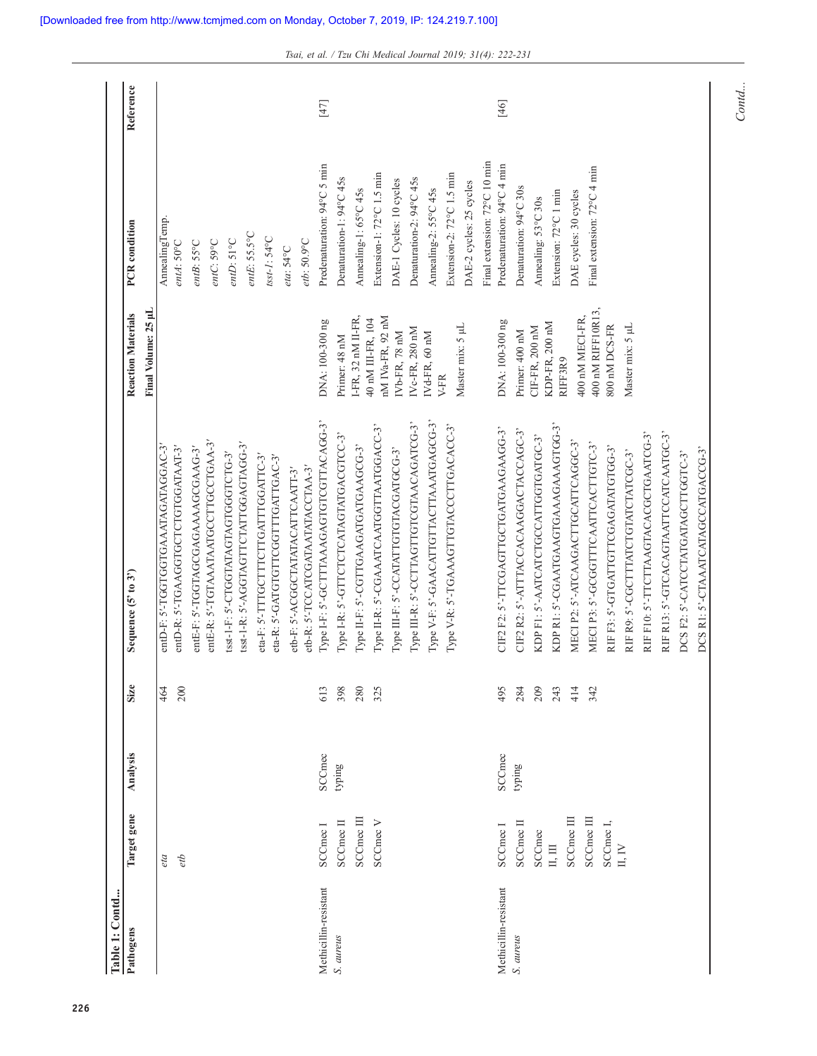**Table 1: Contd...**

| Pathogens | Target gene | Analysis | Size | Sequence (5' to 3') | Reaction Materials<br>Final Volume: 25 μL | PCR condition | Reference |
|---|---|---|---|---|---|---|---|
| | *eta* | | 464 | entD-F: 5'-TGGTGGTGAAATAGATAGGAC-3' | | AnnealingTemp. | |
| | *etb* | | 200 | entD-R: 5'-TGAAGGTGCTCTGTGGATAAT-3' | | *entA*: 50°C | |
| | | | | entE-F: 5'-TGGTAGCGAGAAAAGCGAAG-3' | | *entB*: 55°C | |
| | | | | entE-R: 5'-TGTAAATAATGCCTTGCCTGAA-3' | | *entC*: 59°C | |
| | | | | tsst-1-F: 5'-CTGGTATAGTAGTGGGTCTG-3' | | *entD*: 51°C | |
| | | | | tsst-1-R: 5'-AGGTAGTTCTATTGGAGTAGG-3' | | *entE*: 55.5°C | |
| | | | | eta-F: 5'-TTTGCTTTCTTGATTTGGATTC-3' | | *tsst-1*: 54°C | |
| | | | | eta-R: 5'-GATGTGTTCGGTTTGATTGAC-3' | | *eta*: 54°C | |
| | | | | etb-F: 5'-ACGGCTATATACATTCAATT-3' | | *etb*: 50.9°C | |
| | | | | etb-R: 5'-TCCATCGATAATATACCTAA-3' | | | |
| Methicillin-resistant *S. aureus* | SCCmec I | SCCmec typing | 613 | Type I-F: 5'-GCTTTAAAGAGTGTCGTTACAGG-3' | DNA: 100-300 ng | Predenaturation: 94°C 5 min | [47] |
| | SCCmec II | | 398 | Type I-R: 5'-GTTCTCTCATAGTATGACGTCC-3' | Primer: 48 nM | Denaturation-1: 94°C 45s | |
| | SCCmec III | | 280 | Type II-F: 5'-CGTTGAAGATGATGAAGCG-3' | I-FR, 32 nM II-FR, | Annealing-1: 65°C 45s | |
| | SCCmec V | | 325 | Type II-R: 5'-CGAAATCAATGGTTAATGGACC-3' | 40 nM III-FR, 104 | Extension-1: 72°C 1.5 min | |
| | | | | Type III-F: 5'-CCATATTGTGTACGATGCG-3' | nM IVa-FR, 92 nM | DAE-1 Cycles: 10 cycles | |
| | | | | Type III-R: 5'-CCTTAGTTGTCGTAACAGATCG-3' | IVb-FR, 78 nM | Denaturation-2: 94°C 45s | |
| | | | | Type V-F: 5'-GAACATTGTTACTTAAATGAGCG-3' | IVc-FR, 280 nM | Annealing-2: 55°C 45s | |
| | | | | Type V-R: 5'-TGAAAGTTGTACCCTTGACACC-3' | IVd-FR, 60 nM | Extension-2: 72°C 1.5 min | |
| | | | | | V-FR | DAE-2 cycles: 25 cycles | |
| | | | | | Master mix: 5 μL | Final extension: 72°C 10 min | |
| Methicillin-resistant *S. aureus* | SCCmec I | SCCmec typing | 495 | CIF2 F2: 5'-TTCGAGTTGCTGATGAAGAAGG-3' | DNA: 100-300 ng | Predenaturation: 94°C 4 min | [46] |
| | SCCmec II | | 284 | CIF2 R2: 5'-ATTTACCACAAGGACTACCAGC-3' | Primer: 400 nM | Denaturation: 94°C 30s | |
| | SCCmec II, III | | 209 | KDP F1: 5'-AATCATCTGCCATTGGTGATGC-3' | CIF-FR, 200 nM | Annealing: 53°C 30s | |
| | SCCmec III | | 243 | KDP R1: 5'-CGAATGAAGTGAAAGAAAGTGG-3' | KDP-FR, 200 nM | Extension: 72°C 1 min | |
| | SCCmec III | | 414 | MECI P2: 5'-ATCAAGACTTGCATTCAGGC-3' | RIFF3R9 | DAE cycles: 30 cycles | |
| | SCCmec I, II, IV | | 342 | MECI P3: 5'-GCGGTTTCAATTCACTTGTC-3' | 400 nM MECI-FR, | Final extension: 72°C 4 min | |
| | | | | RIF F3: 5'-GTGATTGTTCGAGATATGTGG-3' | 400 nM RIFF10R13, | | |
| | | | | RIF R9: 5'-CGCTTTATCTGTATCTATCGC-3' | 800 nM DCS-FR | | |
| | | | | RIF F10: 5'-TTCTTAAGTACACGCTGAATCG-3' | Master mix: 5 μL | | |
| | | | | RIF R13: 5'-GTCACAGTAATTCCATCAATGC-3' | | | |
| | | | | DCS F2: 5'-CATCCTATGATAGCTTGGTC-3' | | | |
| | | | | DCS R1: 5'-CTAAATCATAGCCATGACCG-3' | | | |

*Contd...*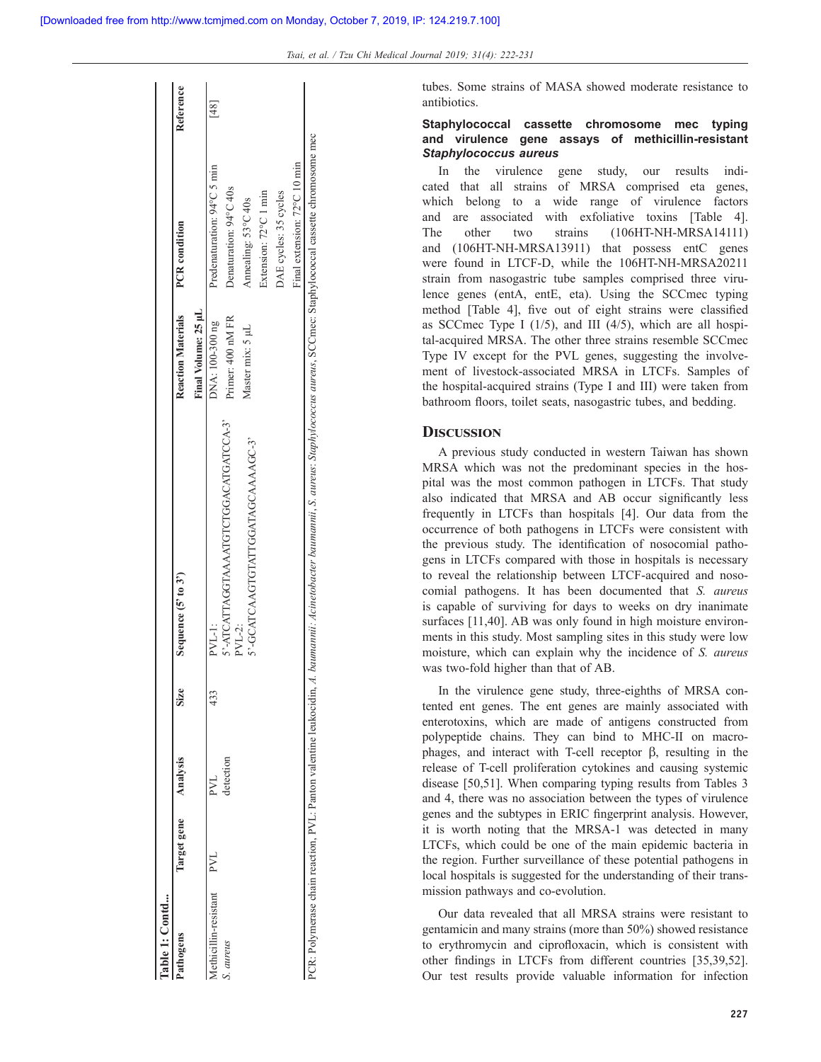Table 1: Contd...

| Pathogens | Target gene | Analysis | Size | Sequence (5' to 3') | Reaction Materials | PCR condition | Reference |
|---|---|---|---|---|---|---|---|
| | | | | | Final Volume: 25 µL | | |
| Methicillin-resistant *S. aureus* | PVL | PVL detection | 433 | PVL-1: 5'-ATCATTAGGTAAAATGTCTGGACATGATCCA-3' PVL-2: 5'-GCATCAAGTGTATTGGATAGCAAAAGC-3' | DNA: 100-300 ng Primer: 400 nM FR Master mix: 5 µL | Predenaturation: 94°C 5 min Denaturation: 94°C 40s Annealing: 53°C 40s Extension: 72°C 1 min DAE cycles: 35 cycles Final extension: 72°C 10 min | [48] |

PCR: Polymerase chain reaction, PVL: Panton valentine leukocidin, *A. baumannii*: *Acinetobacter baumannii*, *S. aureus*: *Staphylococcus aureus*, SCCmec: Staphylococcal cassette chromosome mec

tubes. Some strains of MASA showed moderate resistance to antibiotics.

### Staphylococcal cassette chromosome mec typing and virulence gene assays of methicillin-resistant *Staphylococcus aureus*

In the virulence gene study, our results indicated that all strains of MRSA comprised eta genes, which belong to a wide range of virulence factors and are associated with exfoliative toxins [Table 4]. The other two strains (106HT-NH-MRSA14111) and (106HT-NH-MRSA13911) that possess entC genes were found in LTCF-D, while the 106HT-NH-MRSA20211 strain from nasogastric tube samples comprised three virulence genes (entA, entE, eta). Using the SCCmec typing method [Table 4], five out of eight strains were classified as SCCmec Type I (1/5), and III (4/5), which are all hospital-acquired MRSA. The other three strains resemble SCCmec Type IV except for the PVL genes, suggesting the involvement of livestock-associated MRSA in LTCFs. Samples of the hospital-acquired strains (Type I and III) were taken from bathroom floors, toilet seats, nasogastric tubes, and bedding.

## Discussion

A previous study conducted in western Taiwan has shown MRSA which was not the predominant species in the hospital was the most common pathogen in LTCFs. That study also indicated that MRSA and AB occur significantly less frequently in LTCFs than hospitals [4]. Our data from the occurrence of both pathogens in LTCFs were consistent with the previous study. The identification of nosocomial pathogens in LTCFs compared with those in hospitals is necessary to reveal the relationship between LTCF-acquired and nosocomial pathogens. It has been documented that *S. aureus* is capable of surviving for days to weeks on dry inanimate surfaces [11,40]. AB was only found in high moisture environments in this study. Most sampling sites in this study were low moisture, which can explain why the incidence of *S. aureus* was two-fold higher than that of AB.

In the virulence gene study, three-eighths of MRSA contented ent genes. The ent genes are mainly associated with enterotoxins, which are made of antigens constructed from polypeptide chains. They can bind to MHC-II on macrophages, and interact with T-cell receptor β, resulting in the release of T-cell proliferation cytokines and causing systemic disease [50,51]. When comparing typing results from Tables 3 and 4, there was no association between the types of virulence genes and the subtypes in ERIC fingerprint analysis. However, it is worth noting that the MRSA-1 was detected in many LTCFs, which could be one of the main epidemic bacteria in the region. Further surveillance of these potential pathogens in local hospitals is suggested for the understanding of their transmission pathways and co-evolution.

Our data revealed that all MRSA strains were resistant to gentamicin and many strains (more than 50%) showed resistance to erythromycin and ciprofloxacin, which is consistent with other findings in LTCFs from different countries [35,39,52]. Our test results provide valuable information for infection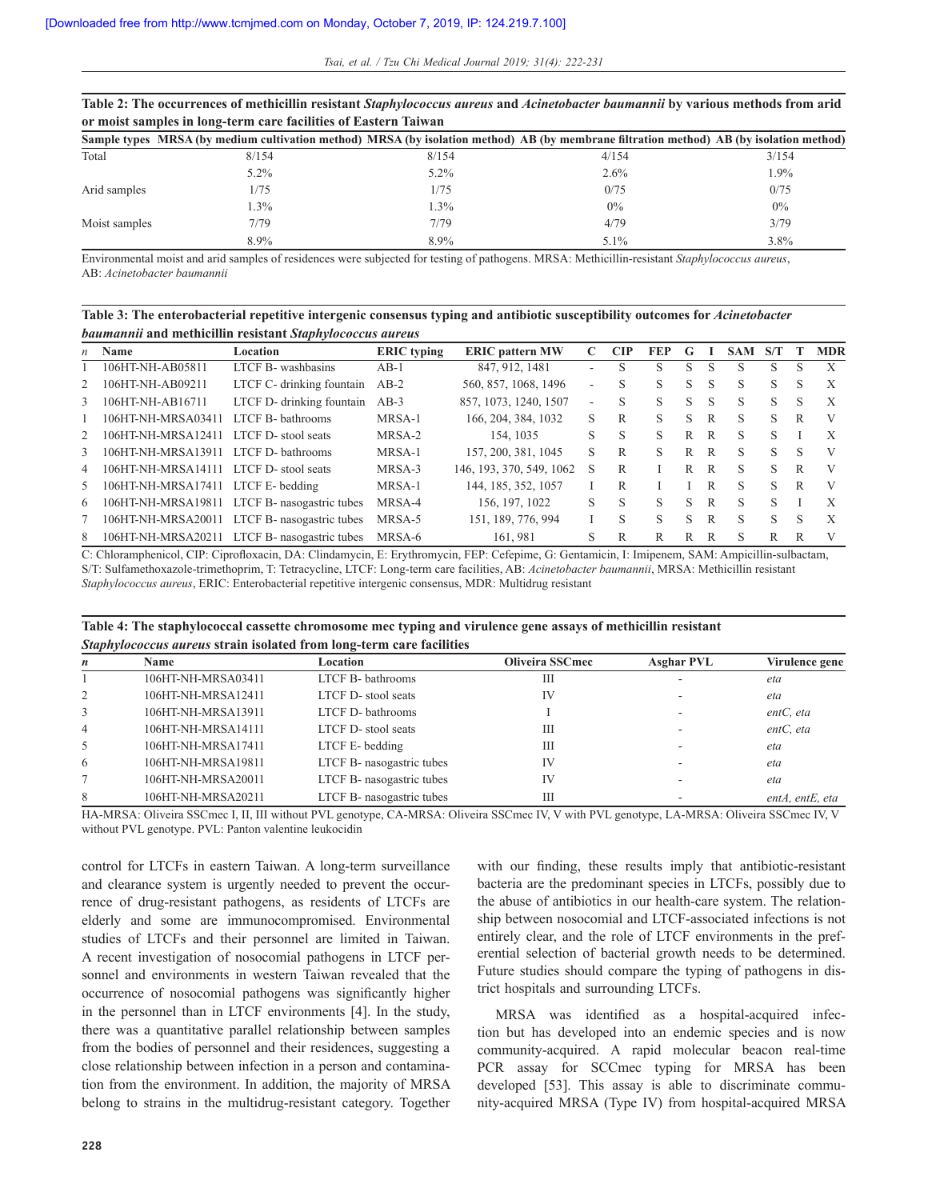**Table 2: The occurrences of methicillin resistant *Staphylococcus aureus* and *Acinetobacter baumannii* by various methods from arid or moist samples in long-term care facilities of Eastern Taiwan**

| Sample types | MRSA (by medium cultivation method) | MRSA (by isolation method) | AB (by membrane filtration method) | AB (by isolation method) |
|---|---|---|---|---|
| Total | 8/154 | 8/154 | 4/154 | 3/154 |
| | 5.2% | 5.2% | 2.6% | 1.9% |
| Arid samples | 1/75 | 1/75 | 0/75 | 0/75 |
| | 1.3% | 1.3% | 0% | 0% |
| Moist samples | 7/79 | 7/79 | 4/79 | 3/79 |
| | 8.9% | 8.9% | 5.1% | 3.8% |

Environmental moist and arid samples of residences were subjected for testing of pathogens. MRSA: Methicillin-resistant *Staphylococcus aureus*, AB: *Acinetobacter baumannii*

**Table 3: The enterobacterial repetitive intergenic consensus typing and antibiotic susceptibility outcomes for *Acinetobacter baumannii* and methicillin resistant *Staphylococcus aureus***

| *n* | Name | Location | ERIC typing | ERIC pattern MW | C | CIP | FEP | G | I | SAM | S/T | T | MDR |
|---|---|---|---|---|---|---|---|---|---|---|---|---|---|
| 1 | 106HT-NH-AB05811 | LTCF B- washbasins | AB-1 | 847, 912, 1481 | - | S | S | S | S | S | S | S | X |
| 2 | 106HT-NH-AB09211 | LTCF C- drinking fountain | AB-2 | 560, 857, 1068, 1496 | - | S | S | S | S | S | S | S | X |
| 3 | 106HT-NH-AB16711 | LTCF D- drinking fountain | AB-3 | 857, 1073, 1240, 1507 | - | S | S | S | S | S | S | S | X |
| 1 | 106HT-NH-MRSA03411 | LTCF B- bathrooms | MRSA-1 | 166, 204, 384, 1032 | S | R | S | S | R | S | S | R | V |
| 2 | 106HT-NH-MRSA12411 | LTCF D- stool seats | MRSA-2 | 154, 1035 | S | S | S | R | R | S | S | I | X |
| 3 | 106HT-NH-MRSA13911 | LTCF D- bathrooms | MRSA-1 | 157, 200, 381, 1045 | S | R | S | R | R | S | S | S | V |
| 4 | 106HT-NH-MRSA14111 | LTCF D- stool seats | MRSA-3 | 146, 193, 370, 549, 1062 | S | R | I | R | R | S | S | R | V |
| 5 | 106HT-NH-MRSA17411 | LTCF E- bedding | MRSA-1 | 144, 185, 352, 1057 | I | R | I | I | R | S | S | R | V |
| 6 | 106HT-NH-MRSA19811 | LTCF B- nasogastric tubes | MRSA-4 | 156, 197, 1022 | S | S | S | S | R | S | S | I | X |
| 7 | 106HT-NH-MRSA20011 | LTCF B- nasogastric tubes | MRSA-5 | 151, 189, 776, 994 | I | S | S | S | R | S | S | S | X |
| 8 | 106HT-NH-MRSA20211 | LTCF B- nasogastric tubes | MRSA-6 | 161, 981 | S | R | R | R | R | S | R | R | V |

C: Chloramphenicol, CIP: Ciprofloxacin, DA: Clindamycin, E: Erythromycin, FEP: Cefepime, G: Gentamicin, I: Imipenem, SAM: Ampicillin-sulbactam, S/T: Sulfamethoxazole-trimethoprim, T: Tetracycline, LTCF: Long-term care facilities, AB: *Acinetobacter baumannii*, MRSA: Methicillin resistant *Staphylococcus aureus*, ERIC: Enterobacterial repetitive intergenic consensus, MDR: Multidrug resistant

**Table 4: The staphylococcal cassette chromosome mec typing and virulence gene assays of methicillin resistant *Staphylococcus aureus* strain isolated from long-term care facilities**

| *n* | Name | Location | Oliveira SSCmec | Asghar PVL | Virulence gene |
|---|---|---|---|---|---|
| 1 | 106HT-NH-MRSA03411 | LTCF B- bathrooms | III | - | *eta* |
| 2 | 106HT-NH-MRSA12411 | LTCF D- stool seats | IV | - | *eta* |
| 3 | 106HT-NH-MRSA13911 | LTCF D- bathrooms | I | - | *entC, eta* |
| 4 | 106HT-NH-MRSA14111 | LTCF D- stool seats | III | - | *entC, eta* |
| 5 | 106HT-NH-MRSA17411 | LTCF E- bedding | III | - | *eta* |
| 6 | 106HT-NH-MRSA19811 | LTCF B- nasogastric tubes | IV | - | *eta* |
| 7 | 106HT-NH-MRSA20011 | LTCF B- nasogastric tubes | IV | - | *eta* |
| 8 | 106HT-NH-MRSA20211 | LTCF B- nasogastric tubes | III | - | *entA, entE, eta* |

HA-MRSA: Oliveira SSCmec I, II, III without PVL genotype, CA-MRSA: Oliveira SSCmec IV, V with PVL genotype, LA-MRSA: Oliveira SSCmec IV, V without PVL genotype. PVL: Panton valentine leukocidin

control for LTCFs in eastern Taiwan. A long-term surveillance and clearance system is urgently needed to prevent the occurrence of drug-resistant pathogens, as residents of LTCFs are elderly and some are immunocompromised. Environmental studies of LTCFs and their personnel are limited in Taiwan. A recent investigation of nosocomial pathogens in LTCF personnel and environments in western Taiwan revealed that the occurrence of nosocomial pathogens was significantly higher in the personnel than in LTCF environments [4]. In the study, there was a quantitative parallel relationship between samples from the bodies of personnel and their residences, suggesting a close relationship between infection in a person and contamination from the environment. In addition, the majority of MRSA belong to strains in the multidrug-resistant category. Together with our finding, these results imply that antibiotic-resistant bacteria are the predominant species in LTCFs, possibly due to the abuse of antibiotics in our health-care system. The relationship between nosocomial and LTCF-associated infections is not entirely clear, and the role of LTCF environments in the preferential selection of bacterial growth needs to be determined. Future studies should compare the typing of pathogens in district hospitals and surrounding LTCFs.

MRSA was identified as a hospital-acquired infection but has developed into an endemic species and is now community-acquired. A rapid molecular beacon real-time PCR assay for SCCmec typing for MRSA has been developed [53]. This assay is able to discriminate community-acquired MRSA (Type IV) from hospital-acquired MRSA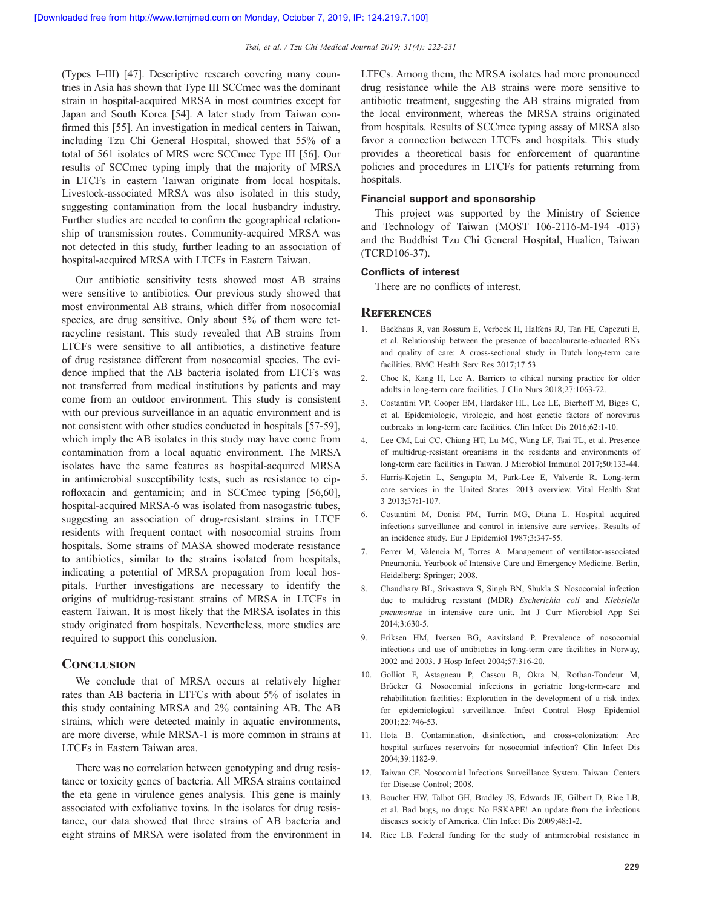(Types I–III) [47]. Descriptive research covering many countries in Asia has shown that Type III SCCmec was the dominant strain in hospital-acquired MRSA in most countries except for Japan and South Korea [54]. A later study from Taiwan confirmed this [55]. An investigation in medical centers in Taiwan, including Tzu Chi General Hospital, showed that 55% of a total of 561 isolates of MRS were SCCmec Type III [56]. Our results of SCCmec typing imply that the majority of MRSA in LTCFs in eastern Taiwan originate from local hospitals. Livestock-associated MRSA was also isolated in this study, suggesting contamination from the local husbandry industry. Further studies are needed to confirm the geographical relationship of transmission routes. Community-acquired MRSA was not detected in this study, further leading to an association of hospital-acquired MRSA with LTCFs in Eastern Taiwan.

Our antibiotic sensitivity tests showed most AB strains were sensitive to antibiotics. Our previous study showed that most environmental AB strains, which differ from nosocomial species, are drug sensitive. Only about 5% of them were tetracycline resistant. This study revealed that AB strains from LTCFs were sensitive to all antibiotics, a distinctive feature of drug resistance different from nosocomial species. The evidence implied that the AB bacteria isolated from LTCFs was not transferred from medical institutions by patients and may come from an outdoor environment. This study is consistent with our previous surveillance in an aquatic environment and is not consistent with other studies conducted in hospitals [57-59], which imply the AB isolates in this study may have come from contamination from a local aquatic environment. The MRSA isolates have the same features as hospital-acquired MRSA in antimicrobial susceptibility tests, such as resistance to ciprofloxacin and gentamicin; and in SCCmec typing [56,60], hospital-acquired MRSA-6 was isolated from nasogastric tubes, suggesting an association of drug-resistant strains in LTCF residents with frequent contact with nosocomial strains from hospitals. Some strains of MASA showed moderate resistance to antibiotics, similar to the strains isolated from hospitals, indicating a potential of MRSA propagation from local hospitals. Further investigations are necessary to identify the origins of multidrug-resistant strains of MRSA in LTCFs in eastern Taiwan. It is most likely that the MRSA isolates in this study originated from hospitals. Nevertheless, more studies are required to support this conclusion.

## Conclusion

We conclude that of MRSA occurs at relatively higher rates than AB bacteria in LTFCs with about 5% of isolates in this study containing MRSA and 2% containing AB. The AB strains, which were detected mainly in aquatic environments, are more diverse, while MRSA-1 is more common in strains at LTCFs in Eastern Taiwan area.

There was no correlation between genotyping and drug resistance or toxicity genes of bacteria. All MRSA strains contained the eta gene in virulence genes analysis. This gene is mainly associated with exfoliative toxins. In the isolates for drug resistance, our data showed that three strains of AB bacteria and eight strains of MRSA were isolated from the environment in LTFCs. Among them, the MRSA isolates had more pronounced drug resistance while the AB strains were more sensitive to antibiotic treatment, suggesting the AB strains migrated from the local environment, whereas the MRSA strains originated from hospitals. Results of SCCmec typing assay of MRSA also favor a connection between LTCFs and hospitals. This study provides a theoretical basis for enforcement of quarantine policies and procedures in LTCFs for patients returning from hospitals.

### Financial support and sponsorship

This project was supported by the Ministry of Science and Technology of Taiwan (MOST 106-2116-M-194 -013) and the Buddhist Tzu Chi General Hospital, Hualien, Taiwan (TCRD106-37).

### Conflicts of interest

There are no conflicts of interest.

## References

1. Backhaus R, van Rossum E, Verbeek H, Halfens RJ, Tan FE, Capezuti E, et al. Relationship between the presence of baccalaureate-educated RNs and quality of care: A cross-sectional study in Dutch long-term care facilities. BMC Health Serv Res 2017;17:53.
2. Choe K, Kang H, Lee A. Barriers to ethical nursing practice for older adults in long-term care facilities. J Clin Nurs 2018;27:1063-72.
3. Costantini VP, Cooper EM, Hardaker HL, Lee LE, Bierhoff M, Biggs C, et al. Epidemiologic, virologic, and host genetic factors of norovirus outbreaks in long-term care facilities. Clin Infect Dis 2016;62:1-10.
4. Lee CM, Lai CC, Chiang HT, Lu MC, Wang LF, Tsai TL, et al. Presence of multidrug-resistant organisms in the residents and environments of long-term care facilities in Taiwan. J Microbiol Immunol 2017;50:133-44.
5. Harris-Kojetin L, Sengupta M, Park-Lee E, Valverde R. Long-term care services in the United States: 2013 overview. Vital Health Stat 3 2013;37:1-107.
6. Costantini M, Donisi PM, Turrin MG, Diana L. Hospital acquired infections surveillance and control in intensive care services. Results of an incidence study. Eur J Epidemiol 1987;3:347-55.
7. Ferrer M, Valencia M, Torres A. Management of ventilator-associated Pneumonia. Yearbook of Intensive Care and Emergency Medicine. Berlin, Heidelberg: Springer; 2008.
8. Chaudhary BL, Srivastava S, Singh BN, Shukla S. Nosocomial infection due to multidrug resistant (MDR) *Escherichia coli* and *Klebsiella pneumoniae* in intensive care unit. Int J Curr Microbiol App Sci 2014;3:630-5.
9. Eriksen HM, Iversen BG, Aavitsland P. Prevalence of nosocomial infections and use of antibiotics in long-term care facilities in Norway, 2002 and 2003. J Hosp Infect 2004;57:316-20.
10. Golliot F, Astagneau P, Cassou B, Okra N, Rothan-Tondeur M, Brücker G. Nosocomial infections in geriatric long-term-care and rehabilitation facilities: Exploration in the development of a risk index for epidemiological surveillance. Infect Control Hosp Epidemiol 2001;22:746-53.
11. Hota B. Contamination, disinfection, and cross-colonization: Are hospital surfaces reservoirs for nosocomial infection? Clin Infect Dis 2004;39:1182-9.
12. Taiwan CF. Nosocomial Infections Surveillance System. Taiwan: Centers for Disease Control; 2008.
13. Boucher HW, Talbot GH, Bradley JS, Edwards JE, Gilbert D, Rice LB, et al. Bad bugs, no drugs: No ESKAPE! An update from the infectious diseases society of America. Clin Infect Dis 2009;48:1-2.
14. Rice LB. Federal funding for the study of antimicrobial resistance in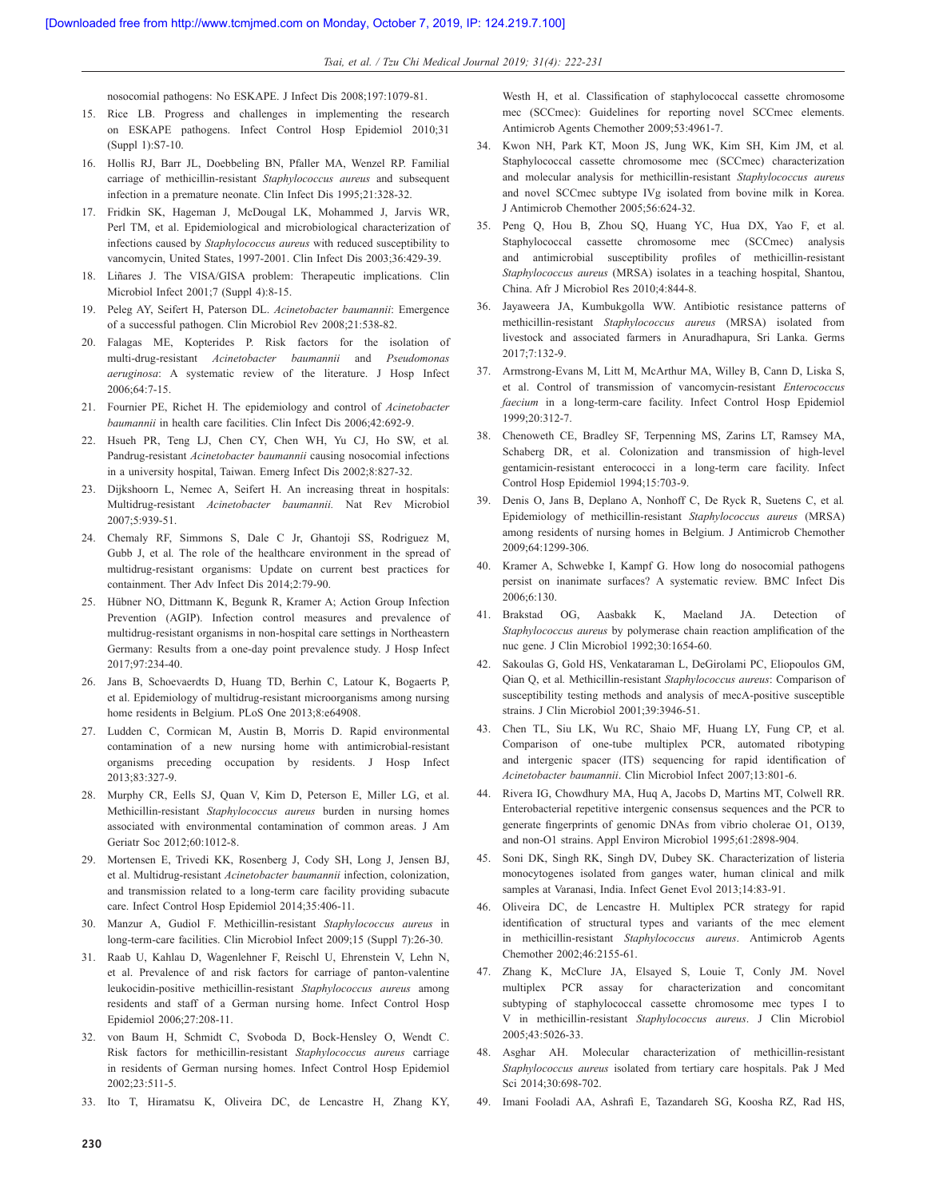nosocomial pathogens: No ESKAPE. J Infect Dis 2008;197:1079-81.

15. Rice LB. Progress and challenges in implementing the research on ESKAPE pathogens. Infect Control Hosp Epidemiol 2010;31 (Suppl 1):S7-10.
16. Hollis RJ, Barr JL, Doebbeling BN, Pfaller MA, Wenzel RP. Familial carriage of methicillin-resistant *Staphylococcus aureus* and subsequent infection in a premature neonate. Clin Infect Dis 1995;21:328-32.
17. Fridkin SK, Hageman J, McDougal LK, Mohammed J, Jarvis WR, Perl TM, et al. Epidemiological and microbiological characterization of infections caused by *Staphylococcus aureus* with reduced susceptibility to vancomycin, United States, 1997-2001. Clin Infect Dis 2003;36:429-39.
18. Liñares J. The VISA/GISA problem: Therapeutic implications. Clin Microbiol Infect 2001;7 (Suppl 4):8-15.
19. Peleg AY, Seifert H, Paterson DL. *Acinetobacter baumannii*: Emergence of a successful pathogen. Clin Microbiol Rev 2008;21:538-82.
20. Falagas ME, Kopterides P. Risk factors for the isolation of multi-drug-resistant *Acinetobacter baumannii* and *Pseudomonas aeruginosa*: A systematic review of the literature. J Hosp Infect 2006;64:7-15.
21. Fournier PE, Richet H. The epidemiology and control of *Acinetobacter baumannii* in health care facilities. Clin Infect Dis 2006;42:692-9.
22. Hsueh PR, Teng LJ, Chen CY, Chen WH, Yu CJ, Ho SW, et al. Pandrug-resistant *Acinetobacter baumannii* causing nosocomial infections in a university hospital, Taiwan. Emerg Infect Dis 2002;8:827-32.
23. Dijkshoorn L, Nemec A, Seifert H. An increasing threat in hospitals: Multidrug-resistant *Acinetobacter baumannii.* Nat Rev Microbiol 2007;5:939-51.
24. Chemaly RF, Simmons S, Dale C Jr, Ghantoji SS, Rodriguez M, Gubb J, et al. The role of the healthcare environment in the spread of multidrug-resistant organisms: Update on current best practices for containment. Ther Adv Infect Dis 2014;2:79-90.
25. Hübner NO, Dittmann K, Begunk R, Kramer A; Action Group Infection Prevention (AGIP). Infection control measures and prevalence of multidrug-resistant organisms in non-hospital care settings in Northeastern Germany: Results from a one-day point prevalence study. J Hosp Infect 2017;97:234-40.
26. Jans B, Schoevaerdts D, Huang TD, Berhin C, Latour K, Bogaerts P, et al. Epidemiology of multidrug-resistant microorganisms among nursing home residents in Belgium. PLoS One 2013;8:e64908.
27. Ludden C, Cormican M, Austin B, Morris D. Rapid environmental contamination of a new nursing home with antimicrobial-resistant organisms preceding occupation by residents. J Hosp Infect 2013;83:327-9.
28. Murphy CR, Eells SJ, Quan V, Kim D, Peterson E, Miller LG, et al. Methicillin-resistant *Staphylococcus aureus* burden in nursing homes associated with environmental contamination of common areas. J Am Geriatr Soc 2012;60:1012-8.
29. Mortensen E, Trivedi KK, Rosenberg J, Cody SH, Long J, Jensen BJ, et al. Multidrug-resistant *Acinetobacter baumannii* infection, colonization, and transmission related to a long-term care facility providing subacute care. Infect Control Hosp Epidemiol 2014;35:406-11.
30. Manzur A, Gudiol F. Methicillin-resistant *Staphylococcus aureus* in long-term-care facilities. Clin Microbiol Infect 2009;15 (Suppl 7):26-30.
31. Raab U, Kahlau D, Wagenlehner F, Reischl U, Ehrenstein V, Lehn N, et al. Prevalence of and risk factors for carriage of panton-valentine leukocidin-positive methicillin-resistant *Staphylococcus aureus* among residents and staff of a German nursing home. Infect Control Hosp Epidemiol 2006;27:208-11.
32. von Baum H, Schmidt C, Svoboda D, Bock-Hensley O, Wendt C. Risk factors for methicillin-resistant *Staphylococcus aureus* carriage in residents of German nursing homes. Infect Control Hosp Epidemiol 2002;23:511-5.
33. Ito T, Hiramatsu K, Oliveira DC, de Lencastre H, Zhang KY, Westh H, et al. Classification of staphylococcal cassette chromosome mec (SCCmec): Guidelines for reporting novel SCCmec elements. Antimicrob Agents Chemother 2009;53:4961-7.
34. Kwon NH, Park KT, Moon JS, Jung WK, Kim SH, Kim JM, et al. Staphylococcal cassette chromosome mec (SCCmec) characterization and molecular analysis for methicillin-resistant *Staphylococcus aureus* and novel SCCmec subtype IVg isolated from bovine milk in Korea. J Antimicrob Chemother 2005;56:624-32.
35. Peng Q, Hou B, Zhou SQ, Huang YC, Hua DX, Yao F, et al. Staphylococcal cassette chromosome mec (SCCmec) analysis and antimicrobial susceptibility profiles of methicillin-resistant *Staphylococcus aureus* (MRSA) isolates in a teaching hospital, Shantou, China. Afr J Microbiol Res 2010;4:844-8.
36. Jayaweera JA, Kumbukgolla WW. Antibiotic resistance patterns of methicillin-resistant *Staphylococcus aureus* (MRSA) isolated from livestock and associated farmers in Anuradhapura, Sri Lanka. Germs 2017;7:132-9.
37. Armstrong-Evans M, Litt M, McArthur MA, Willey B, Cann D, Liska S, et al. Control of transmission of vancomycin-resistant *Enterococcus faecium* in a long-term-care facility. Infect Control Hosp Epidemiol 1999;20:312-7.
38. Chenoweth CE, Bradley SF, Terpenning MS, Zarins LT, Ramsey MA, Schaberg DR, et al. Colonization and transmission of high-level gentamicin-resistant enterococci in a long-term care facility. Infect Control Hosp Epidemiol 1994;15:703-9.
39. Denis O, Jans B, Deplano A, Nonhoff C, De Ryck R, Suetens C, et al. Epidemiology of methicillin-resistant *Staphylococcus aureus* (MRSA) among residents of nursing homes in Belgium. J Antimicrob Chemother 2009;64:1299-306.
40. Kramer A, Schwebke I, Kampf G. How long do nosocomial pathogens persist on inanimate surfaces? A systematic review. BMC Infect Dis 2006;6:130.
41. Brakstad OG, Aasbakk K, Maeland JA. Detection of *Staphylococcus aureus* by polymerase chain reaction amplification of the nuc gene. J Clin Microbiol 1992;30:1654-60.
42. Sakoulas G, Gold HS, Venkataraman L, DeGirolami PC, Eliopoulos GM, Qian Q, et al. Methicillin-resistant *Staphylococcus aureus*: Comparison of susceptibility testing methods and analysis of mecA-positive susceptible strains. J Clin Microbiol 2001;39:3946-51.
43. Chen TL, Siu LK, Wu RC, Shaio MF, Huang LY, Fung CP, et al. Comparison of one-tube multiplex PCR, automated ribotyping and intergenic spacer (ITS) sequencing for rapid identification of *Acinetobacter baumannii*. Clin Microbiol Infect 2007;13:801-6.
44. Rivera IG, Chowdhury MA, Huq A, Jacobs D, Martins MT, Colwell RR. Enterobacterial repetitive intergenic consensus sequences and the PCR to generate fingerprints of genomic DNAs from vibrio cholerae O1, O139, and non-O1 strains. Appl Environ Microbiol 1995;61:2898-904.
45. Soni DK, Singh RK, Singh DV, Dubey SK. Characterization of listeria monocytogenes isolated from ganges water, human clinical and milk samples at Varanasi, India. Infect Genet Evol 2013;14:83-91.
46. Oliveira DC, de Lencastre H. Multiplex PCR strategy for rapid identification of structural types and variants of the mec element in methicillin-resistant *Staphylococcus aureus*. Antimicrob Agents Chemother 2002;46:2155-61.
47. Zhang K, McClure JA, Elsayed S, Louie T, Conly JM. Novel multiplex PCR assay for characterization and concomitant subtyping of staphylococcal cassette chromosome mec types I to V in methicillin-resistant *Staphylococcus aureus*. J Clin Microbiol 2005;43:5026-33.
48. Asghar AH. Molecular characterization of methicillin-resistant *Staphylococcus aureus* isolated from tertiary care hospitals. Pak J Med Sci 2014;30:698-702.
49. Imani Fooladi AA, Ashrafi E, Tazandareh SG, Koosha RZ, Rad HS,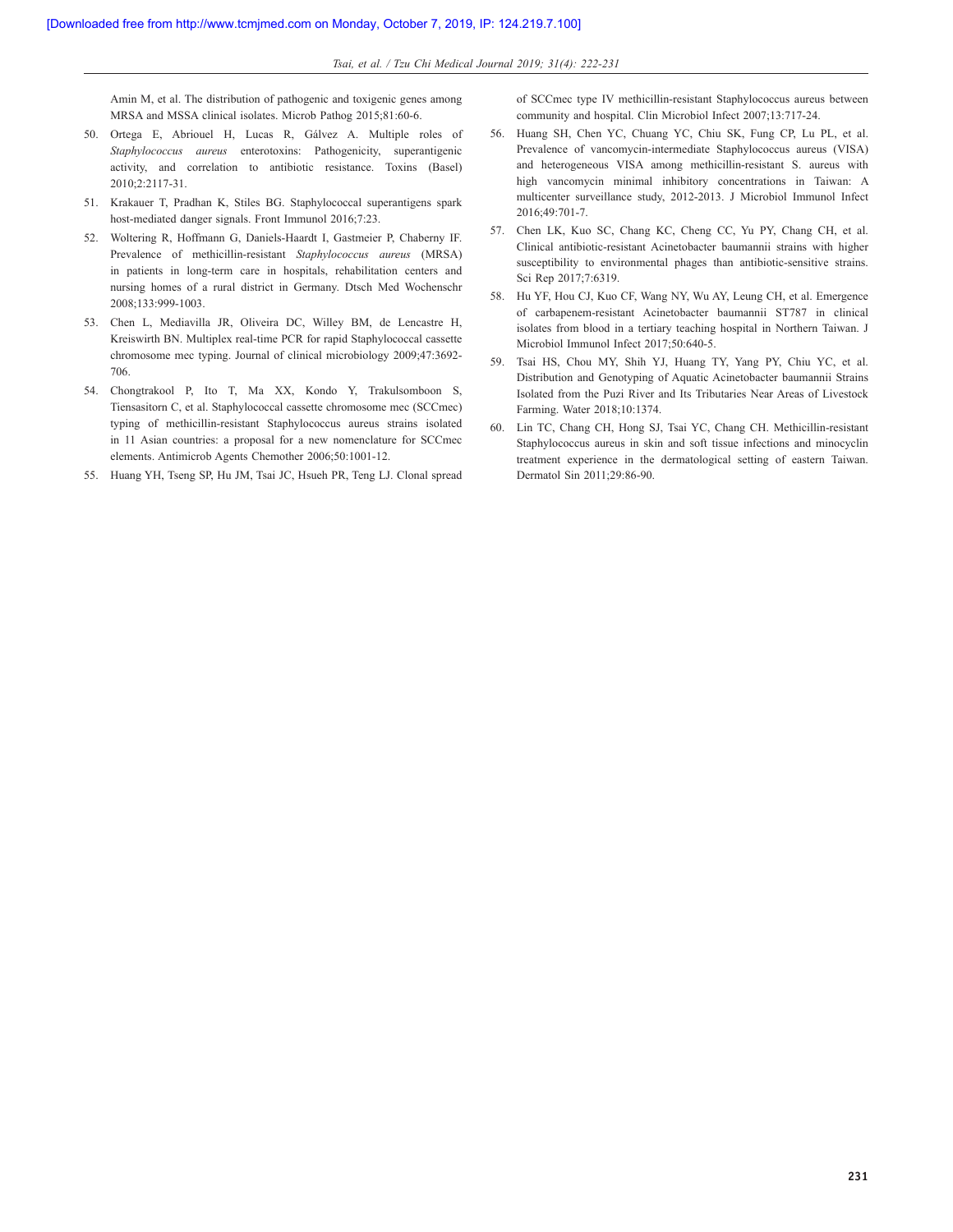Amin M, et al. The distribution of pathogenic and toxigenic genes among MRSA and MSSA clinical isolates. Microb Pathog 2015;81:60-6.

50. Ortega E, Abriouel H, Lucas R, Gálvez A. Multiple roles of *Staphylococcus aureus* enterotoxins: Pathogenicity, superantigenic activity, and correlation to antibiotic resistance. Toxins (Basel) 2010;2:2117-31.
51. Krakauer T, Pradhan K, Stiles BG. Staphylococcal superantigens spark host-mediated danger signals. Front Immunol 2016;7:23.
52. Woltering R, Hoffmann G, Daniels-Haardt I, Gastmeier P, Chaberny IF. Prevalence of methicillin-resistant *Staphylococcus aureus* (MRSA) in patients in long-term care in hospitals, rehabilitation centers and nursing homes of a rural district in Germany. Dtsch Med Wochenschr 2008;133:999-1003.
53. Chen L, Mediavilla JR, Oliveira DC, Willey BM, de Lencastre H, Kreiswirth BN. Multiplex real-time PCR for rapid Staphylococcal cassette chromosome mec typing. Journal of clinical microbiology 2009;47:3692-706.
54. Chongtrakool P, Ito T, Ma XX, Kondo Y, Trakulsomboon S, Tiensasitorn C, et al. Staphylococcal cassette chromosome mec (SCCmec) typing of methicillin-resistant Staphylococcus aureus strains isolated in 11 Asian countries: a proposal for a new nomenclature for SCCmec elements. Antimicrob Agents Chemother 2006;50:1001-12.
55. Huang YH, Tseng SP, Hu JM, Tsai JC, Hsueh PR, Teng LJ. Clonal spread of SCCmec type IV methicillin-resistant Staphylococcus aureus between community and hospital. Clin Microbiol Infect 2007;13:717-24.
56. Huang SH, Chen YC, Chuang YC, Chiu SK, Fung CP, Lu PL, et al. Prevalence of vancomycin-intermediate Staphylococcus aureus (VISA) and heterogeneous VISA among methicillin-resistant S. aureus with high vancomycin minimal inhibitory concentrations in Taiwan: A multicenter surveillance study, 2012-2013. J Microbiol Immunol Infect 2016;49:701-7.
57. Chen LK, Kuo SC, Chang KC, Cheng CC, Yu PY, Chang CH, et al. Clinical antibiotic-resistant Acinetobacter baumannii strains with higher susceptibility to environmental phages than antibiotic-sensitive strains. Sci Rep 2017;7:6319.
58. Hu YF, Hou CJ, Kuo CF, Wang NY, Wu AY, Leung CH, et al. Emergence of carbapenem-resistant Acinetobacter baumannii ST787 in clinical isolates from blood in a tertiary teaching hospital in Northern Taiwan. J Microbiol Immunol Infect 2017;50:640-5.
59. Tsai HS, Chou MY, Shih YJ, Huang TY, Yang PY, Chiu YC, et al. Distribution and Genotyping of Aquatic Acinetobacter baumannii Strains Isolated from the Puzi River and Its Tributaries Near Areas of Livestock Farming. Water 2018;10:1374.
60. Lin TC, Chang CH, Hong SJ, Tsai YC, Chang CH. Methicillin-resistant Staphylococcus aureus in skin and soft tissue infections and minocyclin treatment experience in the dermatological setting of eastern Taiwan. Dermatol Sin 2011;29:86-90.